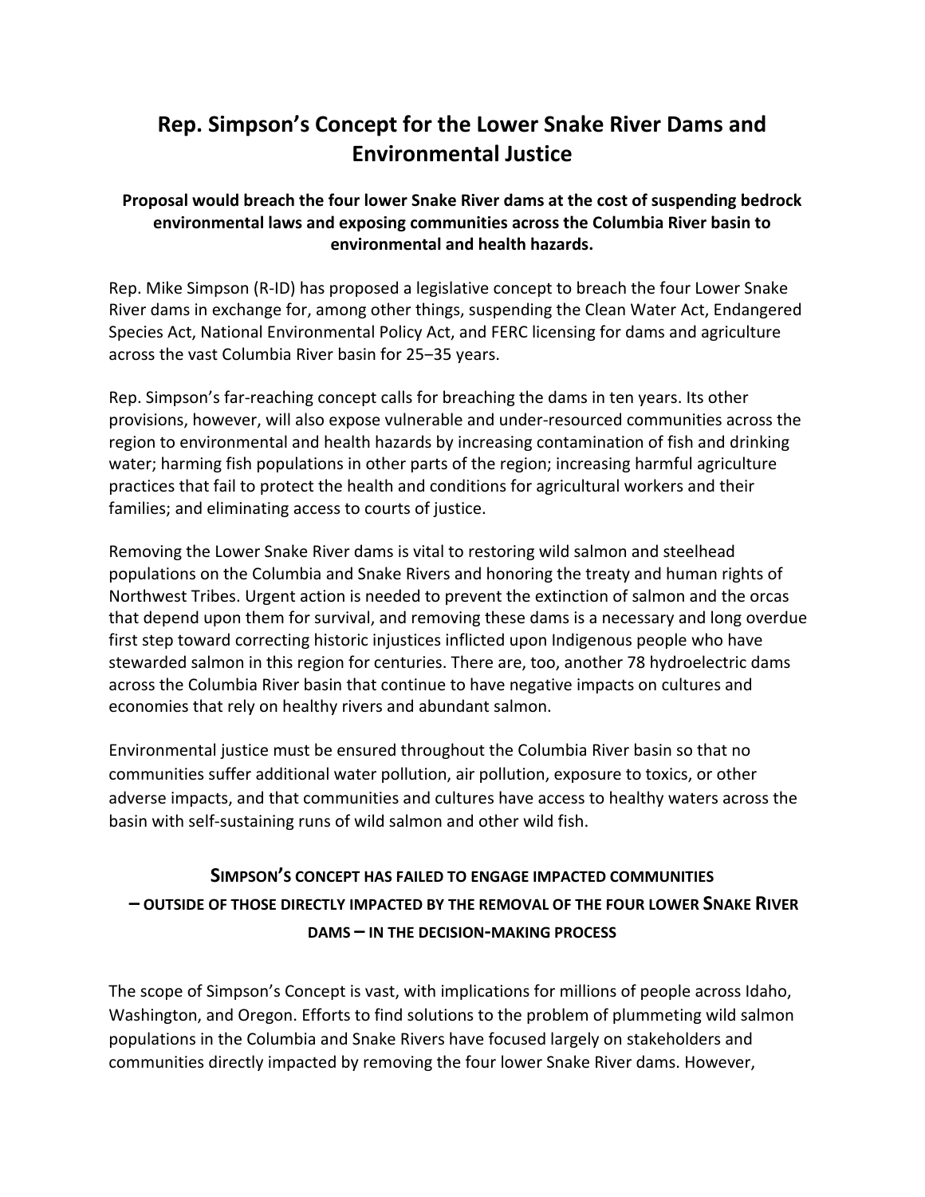# Rep. Simpson's Concept for the Lower Snake River Dams and Environmental Justice

**Proposal would breach the four lower Snake River dams at the cost of suspending bedrock environmental laws and exposing communities across the Columbia River basin to environmental and health hazards.**

Rep. Mike Simpson (R-ID) has proposed a legislative concept to breach the four Lower Snake River dams in exchange for, among other things, suspending the Clean Water Act, Endangered Species Act, National Environmental Policy Act, and FERC licensing for dams and agriculture across the vast Columbia River basin for 25–35 years.

Rep. Simpson's far-reaching concept calls for breaching the dams in ten years. Its other provisions, however, will also expose vulnerable and under-resourced communities across the region to environmental and health hazards by increasing contamination of fish and drinking water; harming fish populations in other parts of the region; increasing harmful agriculture practices that fail to protect the health and conditions for agricultural workers and their families; and eliminating access to courts of justice.

Removing the Lower Snake River dams is vital to restoring wild salmon and steelhead populations on the Columbia and Snake Rivers and honoring the treaty and human rights of Northwest Tribes. Urgent action is needed to prevent the extinction of salmon and the orcas that depend upon them for survival, and removing these dams is a necessary and long overdue first step toward correcting historic injustices inflicted upon Indigenous people who have stewarded salmon in this region for centuries. There are, too, another 78 hydroelectric dams across the Columbia River basin that continue to have negative impacts on cultures and economies that rely on healthy rivers and abundant salmon.

Environmental justice must be ensured throughout the Columbia River basin so that no communities suffer additional water pollution, air pollution, exposure to toxics, or other adverse impacts, and that communities and cultures have access to healthy waters across the basin with self-sustaining runs of wild salmon and other wild fish.

## Simpson's Concept Has Failed to Engage Impacted Communities – Outside of Those Directly Impacted by the Removal of the Four Lower Snake River Dams – in the Decision-Making Process

The scope of Simpson's Concept is vast, with implications for millions of people across Idaho, Washington, and Oregon. Efforts to find solutions to the problem of plummeting wild salmon populations in the Columbia and Snake Rivers have focused largely on stakeholders and communities directly impacted by removing the four lower Snake River dams. However,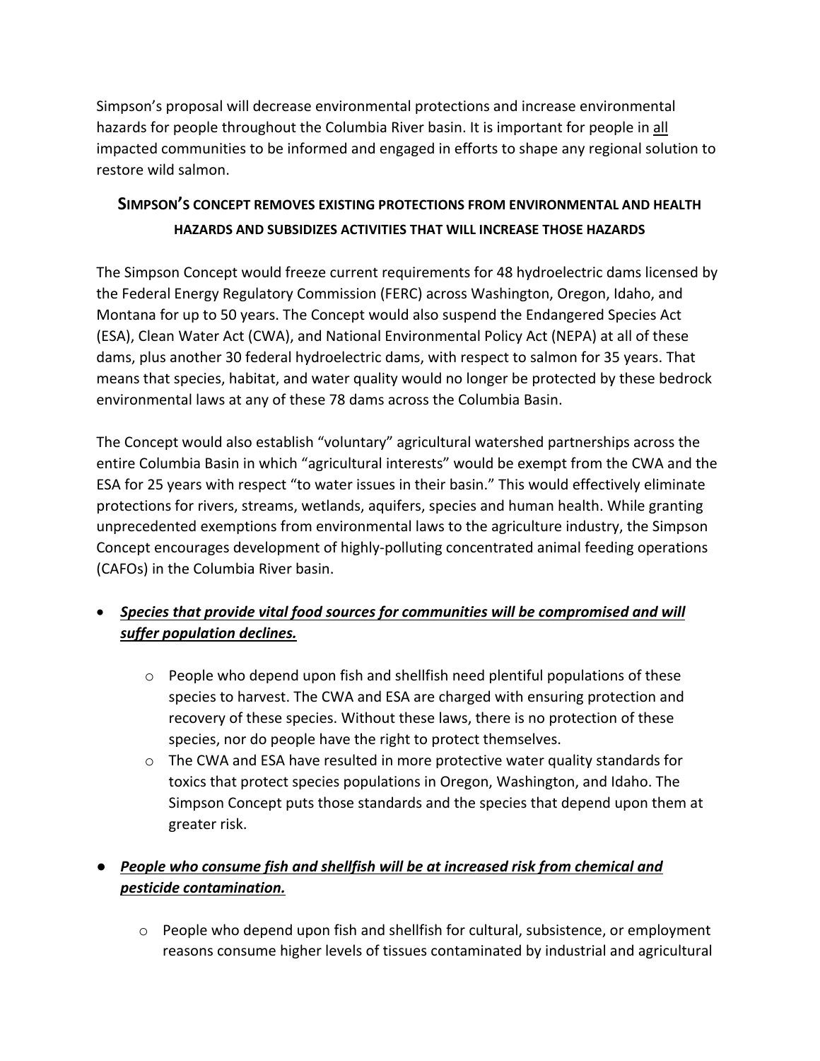Simpson's proposal will decrease environmental protections and increase environmental hazards for people throughout the Columbia River basin. It is important for people in <u>all</u> impacted communities to be informed and engaged in efforts to shape any regional solution to restore wild salmon.

## SIMPSON'S CONCEPT REMOVES EXISTING PROTECTIONS FROM ENVIRONMENTAL AND HEALTH HAZARDS AND SUBSIDIZES ACTIVITIES THAT WILL INCREASE THOSE HAZARDS

The Simpson Concept would freeze current requirements for 48 hydroelectric dams licensed by the Federal Energy Regulatory Commission (FERC) across Washington, Oregon, Idaho, and Montana for up to 50 years. The Concept would also suspend the Endangered Species Act (ESA), Clean Water Act (CWA), and National Environmental Policy Act (NEPA) at all of these dams, plus another 30 federal hydroelectric dams, with respect to salmon for 35 years. That means that species, habitat, and water quality would no longer be protected by these bedrock environmental laws at any of these 78 dams across the Columbia Basin.

The Concept would also establish "voluntary" agricultural watershed partnerships across the entire Columbia Basin in which "agricultural interests" would be exempt from the CWA and the ESA for 25 years with respect "to water issues in their basin." This would effectively eliminate protections for rivers, streams, wetlands, aquifers, species and human health. While granting unprecedented exemptions from environmental laws to the agriculture industry, the Simpson Concept encourages development of highly-polluting concentrated animal feeding operations (CAFOs) in the Columbia River basin.

- ***<u>Species that provide vital food sources for communities will be compromised and will suffer population declines.</u>***
  - People who depend upon fish and shellfish need plentiful populations of these species to harvest. The CWA and ESA are charged with ensuring protection and recovery of these species. Without these laws, there is no protection of these species, nor do people have the right to protect themselves.
  - The CWA and ESA have resulted in more protective water quality standards for toxics that protect species populations in Oregon, Washington, and Idaho. The Simpson Concept puts those standards and the species that depend upon them at greater risk.

- ***<u>People who consume fish and shellfish will be at increased risk from chemical and pesticide contamination.</u>***
  - People who depend upon fish and shellfish for cultural, subsistence, or employment reasons consume higher levels of tissues contaminated by industrial and agricultural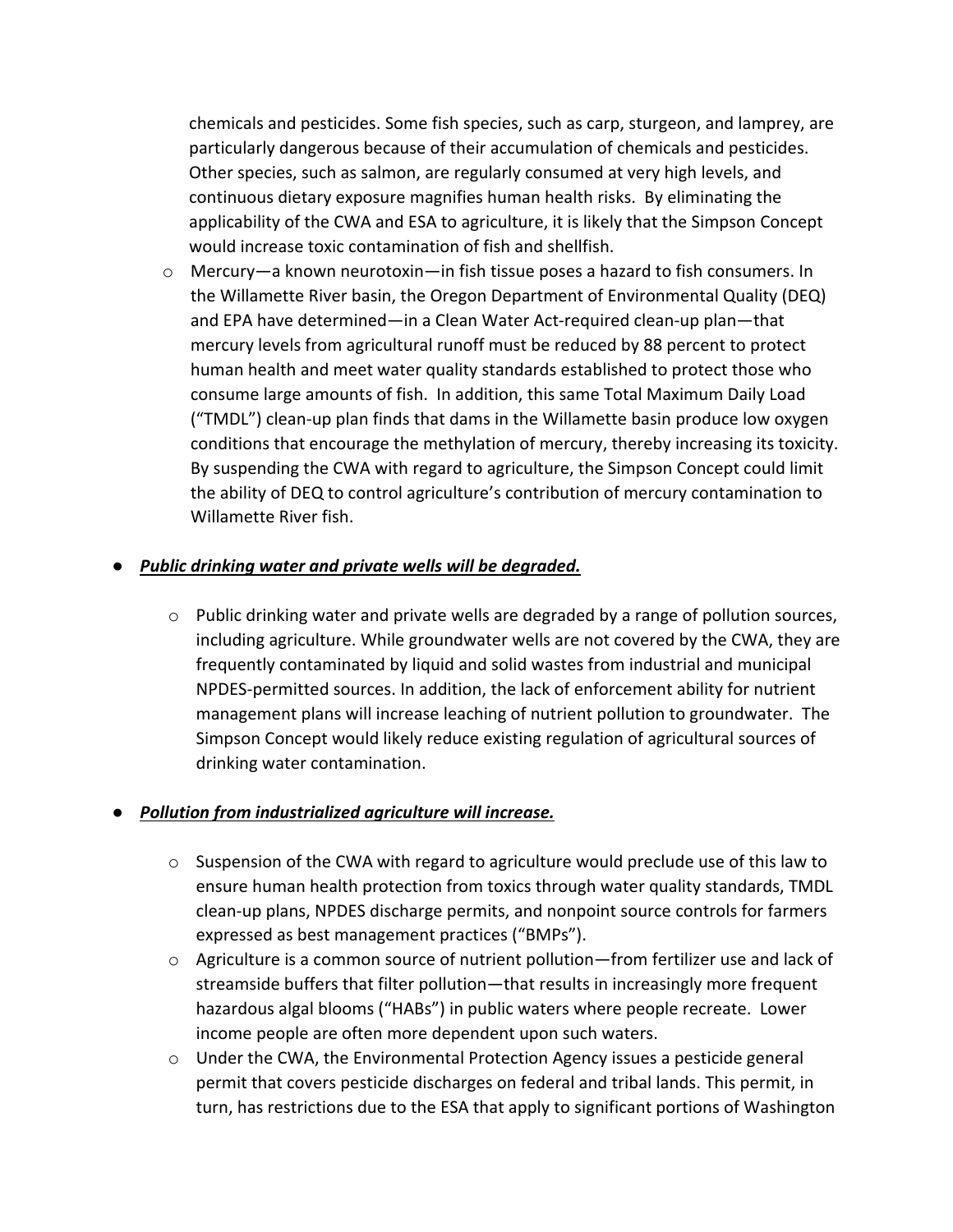chemicals and pesticides. Some fish species, such as carp, sturgeon, and lamprey, are particularly dangerous because of their accumulation of chemicals and pesticides. Other species, such as salmon, are regularly consumed at very high levels, and continuous dietary exposure magnifies human health risks. By eliminating the applicability of the CWA and ESA to agriculture, it is likely that the Simpson Concept would increase toxic contamination of fish and shellfish.

- Mercury—a known neurotoxin—in fish tissue poses a hazard to fish consumers. In the Willamette River basin, the Oregon Department of Environmental Quality (DEQ) and EPA have determined—in a Clean Water Act-required clean-up plan—that mercury levels from agricultural runoff must be reduced by 88 percent to protect human health and meet water quality standards established to protect those who consume large amounts of fish. In addition, this same Total Maximum Daily Load ("TMDL") clean-up plan finds that dams in the Willamette basin produce low oxygen conditions that encourage the methylation of mercury, thereby increasing its toxicity. By suspending the CWA with regard to agriculture, the Simpson Concept could limit the ability of DEQ to control agriculture's contribution of mercury contamination to Willamette River fish.

- ***<u>Public drinking water and private wells will be degraded.</u>***

  - Public drinking water and private wells are degraded by a range of pollution sources, including agriculture. While groundwater wells are not covered by the CWA, they are frequently contaminated by liquid and solid wastes from industrial and municipal NPDES-permitted sources. In addition, the lack of enforcement ability for nutrient management plans will increase leaching of nutrient pollution to groundwater. The Simpson Concept would likely reduce existing regulation of agricultural sources of drinking water contamination.

- ***<u>Pollution from industrialized agriculture will increase.</u>***

  - Suspension of the CWA with regard to agriculture would preclude use of this law to ensure human health protection from toxics through water quality standards, TMDL clean-up plans, NPDES discharge permits, and nonpoint source controls for farmers expressed as best management practices ("BMPs").
  - Agriculture is a common source of nutrient pollution—from fertilizer use and lack of streamside buffers that filter pollution—that results in increasingly more frequent hazardous algal blooms ("HABs") in public waters where people recreate. Lower income people are often more dependent upon such waters.
  - Under the CWA, the Environmental Protection Agency issues a pesticide general permit that covers pesticide discharges on federal and tribal lands. This permit, in turn, has restrictions due to the ESA that apply to significant portions of Washington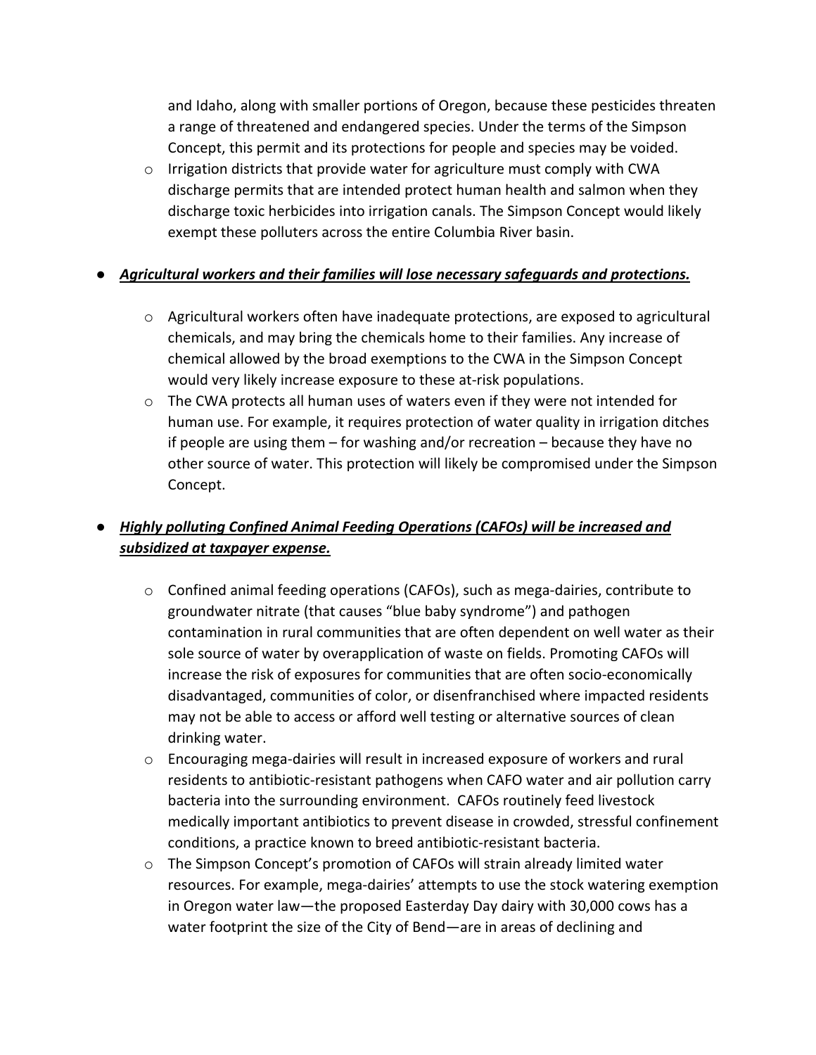and Idaho, along with smaller portions of Oregon, because these pesticides threaten a range of threatened and endangered species. Under the terms of the Simpson Concept, this permit and its protections for people and species may be voided.

- Irrigation districts that provide water for agriculture must comply with CWA discharge permits that are intended protect human health and salmon when they discharge toxic herbicides into irrigation canals. The Simpson Concept would likely exempt these polluters across the entire Columbia River basin.

- ***Agricultural workers and their families will lose necessary safeguards and protections.***

    - Agricultural workers often have inadequate protections, are exposed to agricultural chemicals, and may bring the chemicals home to their families. Any increase of chemical allowed by the broad exemptions to the CWA in the Simpson Concept would very likely increase exposure to these at-risk populations.
    - The CWA protects all human uses of waters even if they were not intended for human use. For example, it requires protection of water quality in irrigation ditches if people are using them – for washing and/or recreation – because they have no other source of water. This protection will likely be compromised under the Simpson Concept.

- ***Highly polluting Confined Animal Feeding Operations (CAFOs) will be increased and subsidized at taxpayer expense.***

    - Confined animal feeding operations (CAFOs), such as mega-dairies, contribute to groundwater nitrate (that causes "blue baby syndrome") and pathogen contamination in rural communities that are often dependent on well water as their sole source of water by overapplication of waste on fields. Promoting CAFOs will increase the risk of exposures for communities that are often socio-economically disadvantaged, communities of color, or disenfranchised where impacted residents may not be able to access or afford well testing or alternative sources of clean drinking water.
    - Encouraging mega-dairies will result in increased exposure of workers and rural residents to antibiotic-resistant pathogens when CAFO water and air pollution carry bacteria into the surrounding environment. CAFOs routinely feed livestock medically important antibiotics to prevent disease in crowded, stressful confinement conditions, a practice known to breed antibiotic-resistant bacteria.
    - The Simpson Concept's promotion of CAFOs will strain already limited water resources. For example, mega-dairies' attempts to use the stock watering exemption in Oregon water law—the proposed Easterday Day dairy with 30,000 cows has a water footprint the size of the City of Bend—are in areas of declining and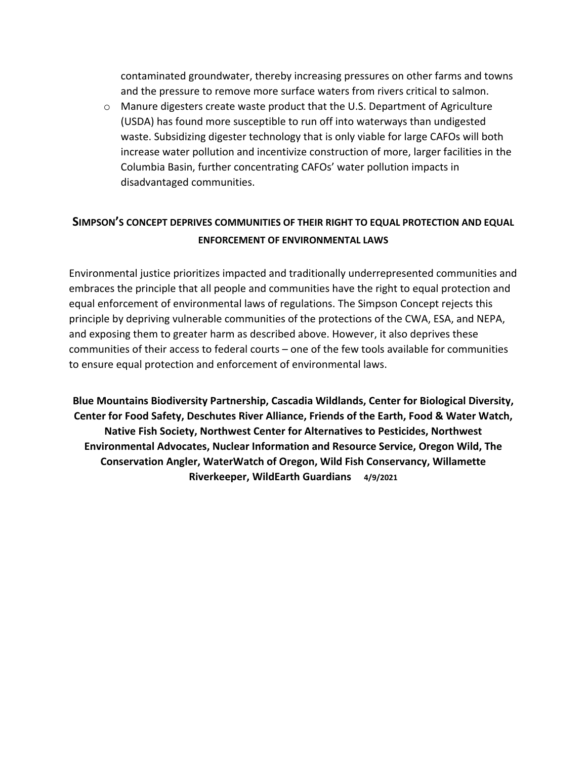contaminated groundwater, thereby increasing pressures on other farms and towns and the pressure to remove more surface waters from rivers critical to salmon.

- Manure digesters create waste product that the U.S. Department of Agriculture (USDA) has found more susceptible to run off into waterways than undigested waste. Subsidizing digester technology that is only viable for large CAFOs will both increase water pollution and incentivize construction of more, larger facilities in the Columbia Basin, further concentrating CAFOs' water pollution impacts in disadvantaged communities.

## SIMPSON'S CONCEPT DEPRIVES COMMUNITIES OF THEIR RIGHT TO EQUAL PROTECTION AND EQUAL ENFORCEMENT OF ENVIRONMENTAL LAWS

Environmental justice prioritizes impacted and traditionally underrepresented communities and embraces the principle that all people and communities have the right to equal protection and equal enforcement of environmental laws of regulations. The Simpson Concept rejects this principle by depriving vulnerable communities of the protections of the CWA, ESA, and NEPA, and exposing them to greater harm as described above. However, it also deprives these communities of their access to federal courts – one of the few tools available for communities to ensure equal protection and enforcement of environmental laws.

**Blue Mountains Biodiversity Partnership, Cascadia Wildlands, Center for Biological Diversity, Center for Food Safety, Deschutes River Alliance, Friends of the Earth, Food & Water Watch, Native Fish Society, Northwest Center for Alternatives to Pesticides, Northwest Environmental Advocates, Nuclear Information and Resource Service, Oregon Wild, The Conservation Angler, WaterWatch of Oregon, Wild Fish Conservancy, Willamette Riverkeeper, WildEarth Guardians** **4/9/2021**